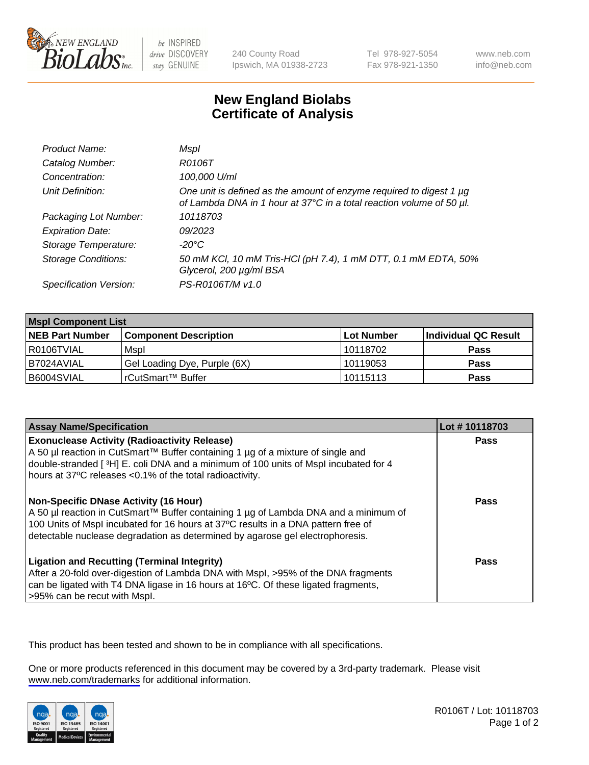# New England Biolabs
# Certificate of Analysis

| | |
|---|---|
| *Product Name:* | *MspI* |
| *Catalog Number:* | *R0106T* |
| *Concentration:* | *100,000 U/ml* |
| *Unit Definition:* | *One unit is defined as the amount of enzyme required to digest 1 µg of Lambda DNA in 1 hour at 37°C in a total reaction volume of 50 µl.* |
| *Packaging Lot Number:* | *10118703* |
| *Expiration Date:* | *09/2023* |
| *Storage Temperature:* | *-20°C* |
| *Storage Conditions:* | *50 mM KCl, 10 mM Tris-HCl (pH 7.4), 1 mM DTT, 0.1 mM EDTA, 50% Glycerol, 200 µg/ml BSA* |
| *Specification Version:* | *PS-R0106T/M v1.0* |

| **MspI Component List** | | | |
|---|---|---|---|
| **NEB Part Number** | **Component Description** | **Lot Number** | **Individual QC Result** |
| R0106TVIAL | MspI | 10118702 | **Pass** |
| B7024AVIAL | Gel Loading Dye, Purple (6X) | 10119053 | **Pass** |
| B6004SVIAL | rCutSmart™ Buffer | 10115113 | **Pass** |

| **Assay Name/Specification** | **Lot # 10118703** |
|---|---|
| **Exonuclease Activity (Radioactivity Release)**<br>A 50 µl reaction in CutSmart™ Buffer containing 1 µg of a mixture of single and double-stranded [ $^3$H] E. coli DNA and a minimum of 100 units of MspI incubated for 4 hours at 37ºC releases <0.1% of the total radioactivity. | **Pass** |
| **Non-Specific DNase Activity (16 Hour)**<br>A 50 µl reaction in CutSmart™ Buffer containing 1 µg of Lambda DNA and a minimum of 100 Units of MspI incubated for 16 hours at 37ºC results in a DNA pattern free of detectable nuclease degradation as determined by agarose gel electrophoresis. | **Pass** |
| **Ligation and Recutting (Terminal Integrity)**<br>After a 20-fold over-digestion of Lambda DNA with MspI, >95% of the DNA fragments can be ligated with T4 DNA ligase in 16 hours at 16ºC. Of these ligated fragments, >95% can be recut with MspI. | **Pass** |

This product has been tested and shown to be in compliance with all specifications.

One or more products referenced in this document may be covered by a 3rd-party trademark. Please visit www.neb.com/trademarks for additional information.

R0106T / Lot: 10118703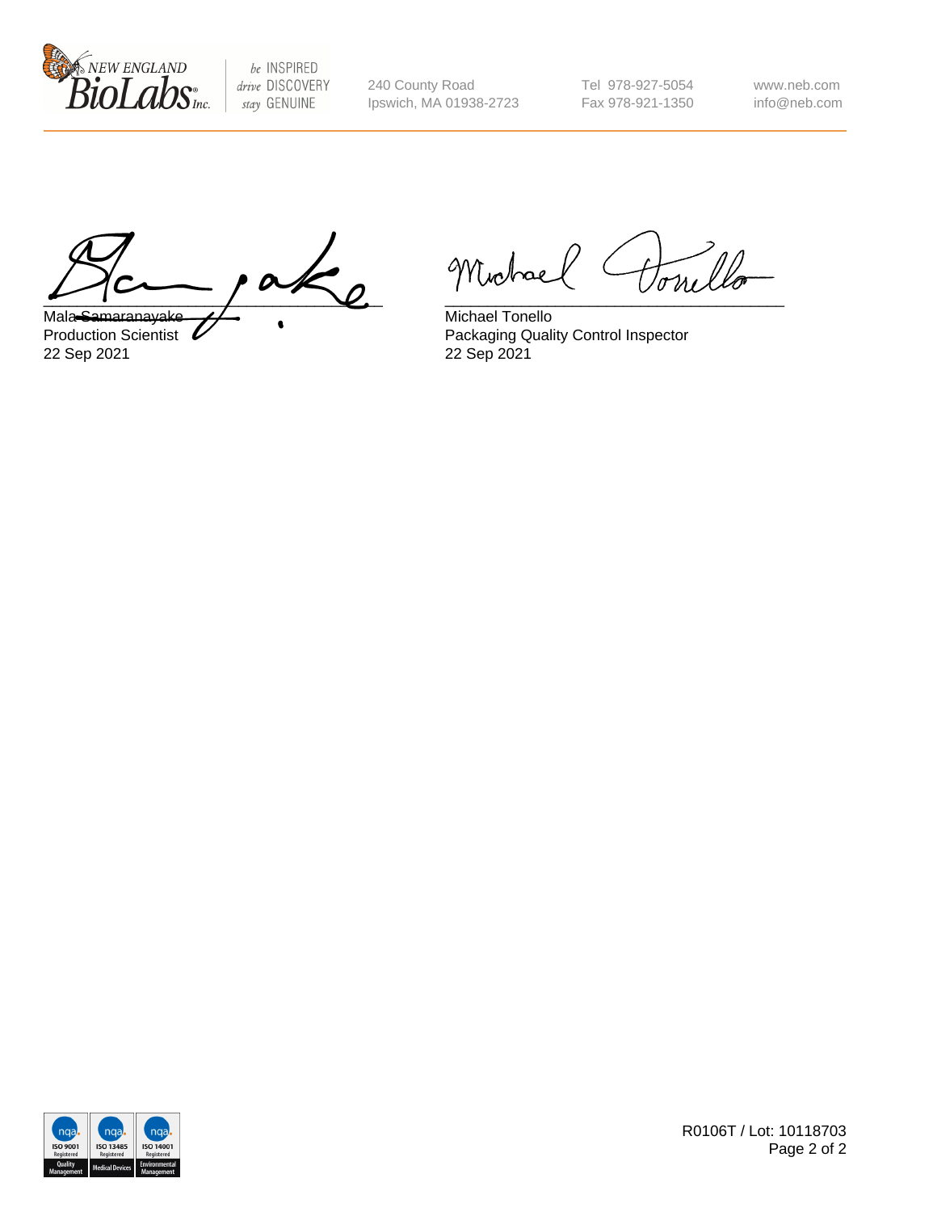Mala Samaranayake
Production Scientist
22 Sep 2021

Michael Tonello
Packaging Quality Control Inspector
22 Sep 2021

R0106T / Lot: 10118703